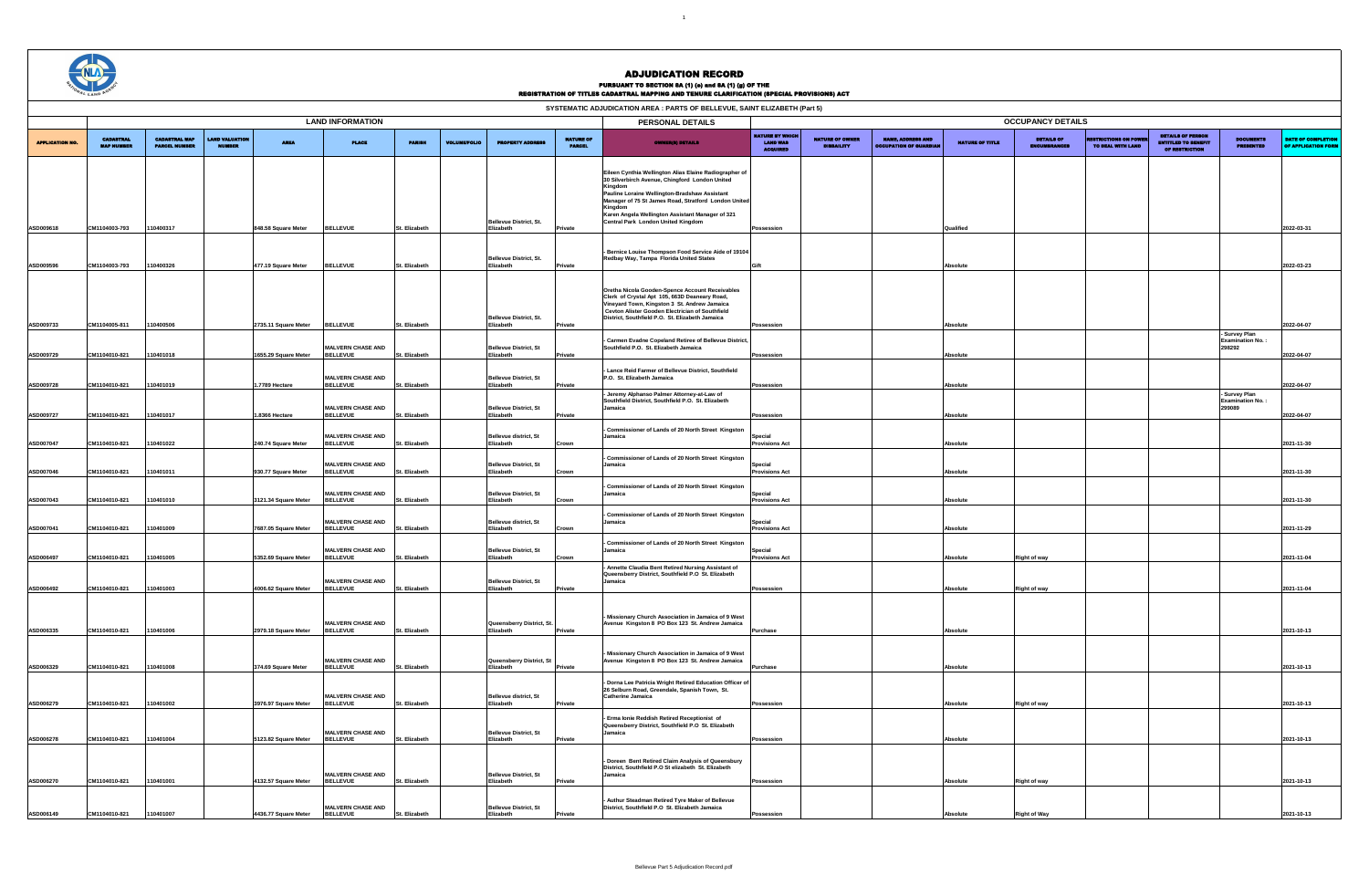# ADJUDICATION RECORD

**PURSUANT TO SECTION 8A (1) (e) and 8A (1) (g) OF THE**
**REGISTRATION OF TITLES CADASTRAL MAPPING AND TENURE CLARIFICATION (SPECIAL PROVISIONS) ACT**

**SYSTEMATIC ADJUDICATION AREA : PARTS OF BELLEVUE, SAINT ELIZABETH (Part 5)**

| | LAND INFORMATION | | | | | | | | | PERSONAL DETAILS | OCCUPANCY DETAILS | | | | | | | | |
|---|---|---|---|---|---|---|---|---|---|---|---|---|---|---|---|---|---|---|---|
| APPLICATION NO. | CADASTRAL MAP NUMBER | CADASTRAL MAP PARCEL NUMBER | LAND VALUATION NUMBER | AREA | PLACE | PARISH | VOLUME/FOLIO | PROPERTY ADDRESS | NATURE OF PARCEL | OWNER(S) DETAILS | NATURE BY WHICH LAND WAS ACQUIRED | NATURE OF OWNER DISABILITY | NAME, ADDRESS AND OCCUPATION OF GUARDIAN | NATURE OF TITLE | DETAILS OF ENCUMBRANCES | RESTRICTIONS ON POWER TO DEAL WITH LAND | DETAILS OF PERSON ENTITLED TO BENEFIT OF RESTRICTION | DOCUMENTS PRESENTED | DATE OF COMPLETION OF APPLICATION FORM |
| ASD009618 | CM1104003-793 | 110400317 | | 848.58 Square Meter | BELLEVUE | St. Elizabeth | | Bellevue District, St. Elizabeth | Private | Eileen Cynthia Wellington Alias Elaine Radiographer of 30 Silverbirch Avenue, Chingford London United Kingdom<br>Pauline Loraine Wellington-Bradshaw Assistant Manager of 75 St James Road, Stratford London United Kingdom<br>Karen Angela Wellington Assistant Manager of 321 Central Park London United Kingdom | Possession | | | Qualified | | | | | 2022-03-31 |
| ASD009596 | CM1104003-793 | 110400326 | | 477.19 Square Meter | BELLEVUE | St. Elizabeth | | Bellevue District, St. Elizabeth | Private | - Bernice Louise Thompson Food Service Aide of 19104 Redbay Way, Tampa Florida United States | Gift | | | Absolute | | | | | 2022-03-23 |
| ASD009733 | CM1104005-811 | 110400506 | | 2735.11 Square Meter | BELLEVUE | St. Elizabeth | | Bellevue District, St. Elizabeth | Private | Oretha Nicola Gooden-Spence Account Receivables Clerk of Crystal Apt 105, 663D Deaneary Road, Vineyard Town, Kingston 3 St. Andrew Jamaica<br>Cevton Alistar Gooden Electrician of Southfield District, Southfield P.O. St. Elizabeth Jamaica | Possession | | | Absolute | | | | | 2022-04-07 |
| ASD009729 | CM1104010-821 | 110401018 | | 1655.29 Square Meter | MALVERN CHASE AND BELLEVUE | St. Elizabeth | | Bellevue District, St Elizabeth | Private | - Carmen Evadne Copeland Retiree of Bellevue District, Southfield P.O. St. Elizabeth Jamaica | Possession | | | Absolute | | | | - Survey Plan Examination No. : 298292 | 2022-04-07 |
| ASD009728 | CM1104010-821 | 110401019 | | 1.7789 Hectare | MALVERN CHASE AND BELLEVUE | St. Elizabeth | | Bellevue District, St Elizabeth | Private | - Lance Reid Farmer of Bellevue District, Southfield P.O. St. Elizabeth Jamaica | Possession | | | Absolute | | | | | 2022-04-07 |
| ASD009727 | CM1104010-821 | 110401017 | | 1.8366 Hectare | MALVERN CHASE AND BELLEVUE | St. Elizabeth | | Bellevue District, St Elizabeth | Private | - Jeremy Alphanso Palmer Attorney-at-Law of Southfield District, Southfield P.O. St. Elizabeth Jamaica | Possession | | | Absolute | | | | - Survey Plan Examination No. : 299089 | 2022-04-07 |
| ASD007047 | CM1104010-821 | 110401022 | | 240.74 Square Meter | MALVERN CHASE AND BELLEVUE | St. Elizabeth | | Bellevue district, St Elizabeth | Crown | - Commissioner of Lands of 20 North Street Kingston Jamaica | Special Provisions Act | | | Absolute | | | | | 2021-11-30 |
| ASD007046 | CM1104010-821 | 110401011 | | 930.77 Square Meter | MALVERN CHASE AND BELLEVUE | St. Elizabeth | | Bellevue District, St Elizabeth | Crown | - Commissioner of Lands of 20 North Street Kingston Jamaica | Special Provisions Act | | | Absolute | | | | | 2021-11-30 |
| ASD007043 | CM1104010-821 | 110401010 | | 3121.34 Square Meter | MALVERN CHASE AND BELLEVUE | St. Elizabeth | | Bellevue District, St Elizabeth | Crown | - Commissioner of Lands of 20 North Street Kingston Jamaica | Special Provisions Act | | | Absolute | | | | | 2021-11-30 |
| ASD007041 | CM1104010-821 | 110401009 | | 7687.05 Square Meter | MALVERN CHASE AND BELLEVUE | St. Elizabeth | | Bellevue district, St Elizabeth | Crown | - Commissioner of Lands of 20 North Street Kingston Jamaica | Special Provisions Act | | | Absolute | | | | | 2021-11-29 |
| ASD006497 | CM1104010-821 | 110401005 | | 5352.69 Square Meter | MALVERN CHASE AND BELLEVUE | St. Elizabeth | | Bellevue District, St Elizabeth | Crown | - Commissioner of Lands of 20 North Street Kingston Jamaica | Special Provisions Act | | | Absolute | Right of way | | | | 2021-11-04 |
| ASD006492 | CM1104010-821 | 110401003 | | 4006.62 Square Meter | MALVERN CHASE AND BELLEVUE | St. Elizabeth | | Bellevue District, St Elizabeth | Private | - Annette Claudia Bent Retired Nursing Assistant of Queensberry District, Southfield P.O St. Elizabeth Jamaica | Possession | | | Absolute | Right of way | | | | 2021-11-04 |
| ASD006335 | CM1104010-821 | 110401006 | | 2979.18 Square Meter | MALVERN CHASE AND BELLEVUE | St. Elizabeth | | Queensberry District, St. Elizabeth | Private | - Missionary Church Association in Jamaica of 9 West Avenue Kingston 8 PO Box 123 St. Andrew Jamaica | Purchase | | | Absolute | | | | | 2021-10-13 |
| ASD006329 | CM1104010-821 | 110401008 | | 374.69 Square Meter | MALVERN CHASE AND BELLEVUE | St. Elizabeth | | Queensberry District, St Elizabeth | Private | - Missionary Church Association in Jamaica of 9 West Avenue Kingston 8 PO Box 123 St. Andrew Jamaica | Purchase | | | Absolute | | | | | 2021-10-13 |
| ASD006279 | CM1104010-821 | 110401002 | | 3976.97 Square Meter | MALVERN CHASE AND BELLEVUE | St. Elizabeth | | Bellevue district, St Elizabeth | Private | - Dorna Lee Patricia Wright Retired Education Officer of 26 Selburn Road, Greendale, Spanish Town, St. Catherine Jamaica | Possession | | | Absolute | Right of way | | | | 2021-10-13 |
| ASD006278 | CM1104010-821 | 110401004 | | 5123.82 Square Meter | MALVERN CHASE AND BELLEVUE | St. Elizabeth | | Bellevue District, St Elizabeth | Private | - Erma Ionie Reddish Retired Receptionist of Queensberry District, Southfield P.O St. Elizabeth Jamaica | Possession | | | Absolute | | | | | 2021-10-13 |
| ASD006270 | CM1104010-821 | 110401001 | | 4132.57 Square Meter | MALVERN CHASE AND BELLEVUE | St. Elizabeth | | Bellevue District, St Elizabeth | Private | - Doreen Bent Retired Claim Analysis of Queensbury District, Southfield P.O St elizabeth St. Elizabeth Jamaica | Possession | | | Absolute | Right of way | | | | 2021-10-13 |
| ASD006149 | CM1104010-821 | 110401007 | | 4436.77 Square Meter | MALVERN CHASE AND BELLEVUE | St. Elizabeth | | Bellevue District, St Elizabeth | Private | - Authur Steadman Retired Tyre Maker of Bellevue District, Southfield P.O St. Elizabeth Jamaica | Possession | | | Absolute | Right of Way | | | | 2021-10-13 |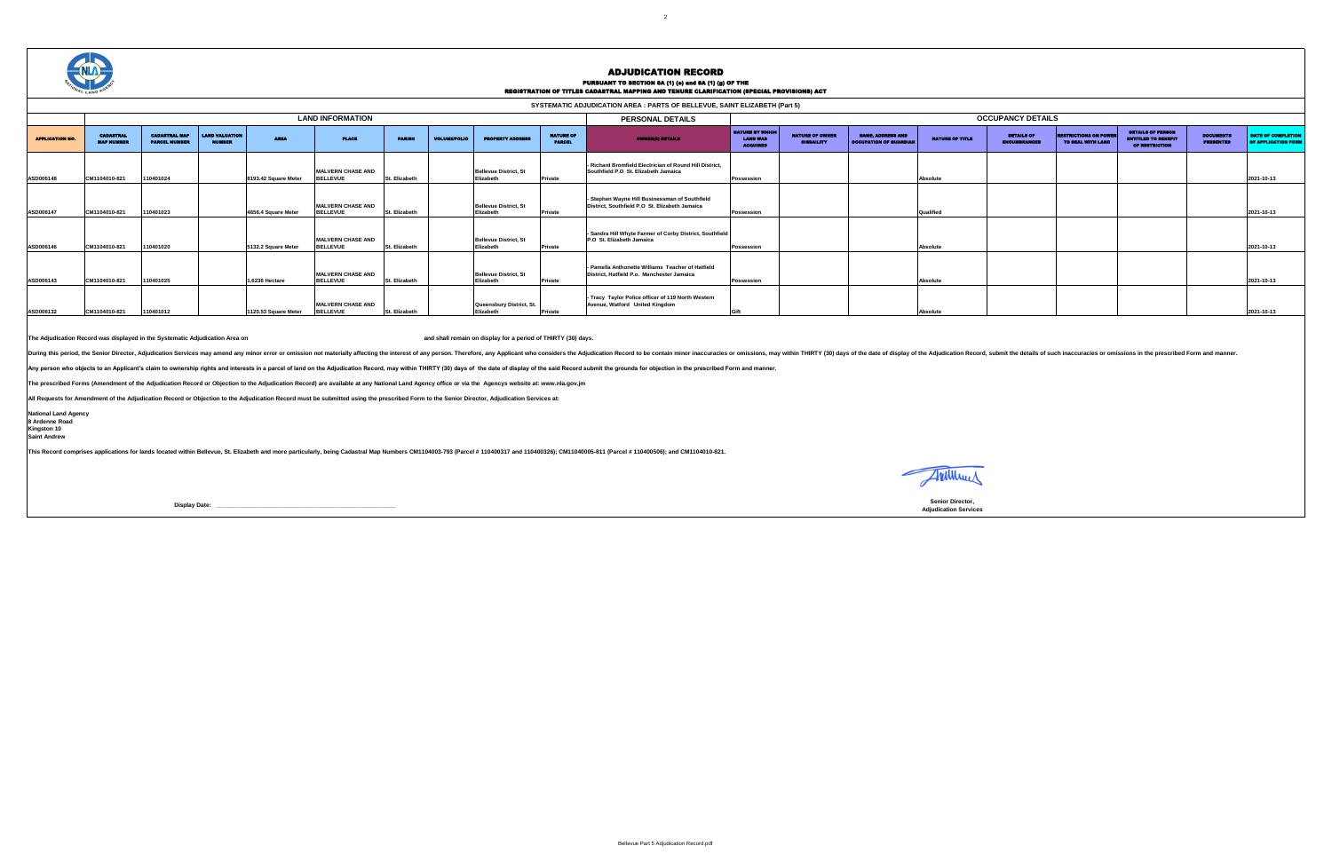# ADJUDICATION RECORD

**PURSUANT TO SECTION 8A (1) (e) and 8A (1) (g) OF THE**
**REGISTRATION OF TITLES CADASTRAL MAPPING AND TENURE CLARIFICATION (SPECIAL PROVISIONS) ACT**

**SYSTEMATIC ADJUDICATION AREA : PARTS OF BELLEVUE, SAINT ELIZABETH (Part 5)**

| | LAND INFORMATION | | | | | | | | | PERSONAL DETAILS | OCCUPANCY DETAILS | | | | | | | | |
|---|---|---|---|---|---|---|---|---|---|---|---|---|---|---|---|---|---|---|---|
| APPLICATION NO. | CADASTRAL MAP NUMBER | CADASTRAL MAP PARCEL NUMBER | LAND VALUATION NUMBER | AREA | PLACE | PARISH | VOLUME/FOLIO | PROPERTY ADDRESS | NATURE OF PARCEL | OWNER(S) DETAILS | NATURE BY WHICH LAND WAS ACQUIRED | NATURE OF OWNER DISABILITY | NAME, ADDRESS AND OCCUPATION OF GUARDIAN | NATURE OF TITLE | DETAILS OF ENCUMBRANCES | RESTRICTIONS ON POWER TO DEAL WITH LAND | DETAILS OF PERSON ENTITLED TO BENEFIT OF RESTRICTION | DOCUMENTS PRESENTED | DATE OF COMPLETION OF APPLICATION FORM |
| ASD006148 | CM1104010-821 | 110401024 | | 8193.42 Square Meter | MALVERN CHASE AND BELLEVUE | St. Elizabeth | | Bellevue District, St Elizabeth | Private | - Richard Bromfield Electrician of Round Hill District, Southfield P.O St. Elizabeth Jamaica | Possession | | | Absolute | | | | | 2021-10-13 |
| ASD006147 | CM1104010-821 | 110401023 | | 4656.4 Square Meter | MALVERN CHASE AND BELLEVUE | St. Elizabeth | | Bellevue District, St Elizabeth | Private | - Stephen Wayne Hill Businessman of Southfield District, Southfield P.O St. Elizabeth Jamaica | Possession | | | Qualified | | | | | 2021-10-13 |
| ASD006146 | CM1104010-821 | 110401020 | | 5132.2 Square Meter | MALVERN CHASE AND BELLEVUE | St. Elizabeth | | Bellevue District, St Elizabeth | Private | - Sandra Hill Whyte Farmer of Corby District, Southfield P.O St. Elizabeth Jamaica | Possession | | | Absolute | | | | | 2021-10-13 |
| ASD006143 | CM1104010-821 | 110401025 | | 1.6236 Hectare | MALVERN CHASE AND BELLEVUE | St. Elizabeth | | Bellevue District, St Elizabeth | Private | - Pamella Anthonette Williams Teacher of Hatfield District, Hatfield P.o. Manchester Jamaica | Possession | | | Absolute | | | | | 2021-10-13 |
| ASD006132 | CM1104010-821 | 110401012 | | 1120.53 Square Meter | MALVERN CHASE AND BELLEVUE | St. Elizabeth | | Queensbury District, St. Elizabeth | Private | - Tracy Taylor Police officer of 119 North Western Avenue, Watford United Kingdom | Gift | | | Absolute | | | | | 2021-10-13 |

The Adjudication Record was displayed in the Systematic Adjudication Area on and shall remain on display for a period of THIRTY (30) days.

During this period, the Senior Director, Adjudication Services may amend any minor error or omission not materially affecting the interest of any person. Therefore, any Applicant who considers the Adjudication Record to be contain minor inaccuracies or omissions, may within THIRTY (30) days of the date of display of the Adjudication Record, submit the details of such inaccuracies or omissions in the prescribed Form and manner.

Any person who objects to an Applicant's claim to ownership rights and interests in a parcel of land on the Adjudication Record, may within THIRTY (30) days of the date of display of the said Record submit the grounds for objection in the prescribed Form and manner.

The prescribed Forms (Amendment of the Adjudication Record or Objection to the Adjudication Record) are available at any National Land Agency office or via the Agencys website at: www.nla.gov.jm

All Requests for Amendment of the Adjudication Record or Objection to the Adjudication Record must be submitted using the prescribed Form to the Senior Director, Adjudication Services at:

National Land Agency
8 Ardenne Road
Kingston 10
Saint Andrew

This Record comprises applications for lands located within Bellevue, St. Elizabeth and more particularly, being Cadastral Map Numbers CM1104003-793 (Parcel # 110400317 and 110400326); CM11040005-811 (Parcel # 110400506); and CM1104010-821.

Display Date: \_\_\_\_\_\_\_\_\_\_\_\_\_\_\_\_\_\_\_\_\_\_\_\_\_\_\_\_\_\_

Senior Director,
Adjudication Services